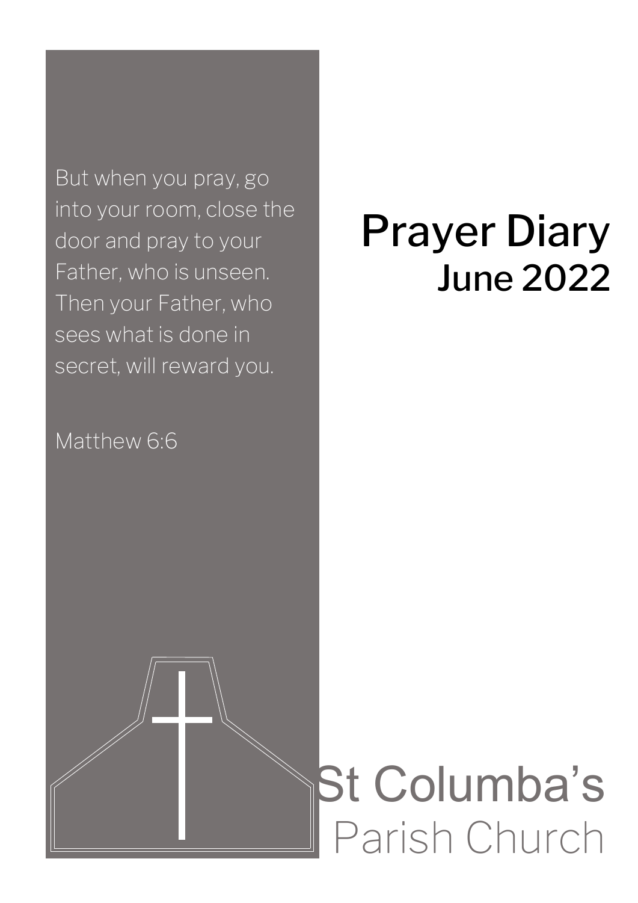# Prayer Diary

## June 2022

But when you pray, go into your room, close the door and pray to your Father, who is unseen. Then your Father, who sees what is done in secret, will reward you.

Matthew 6:6

St Columba's

Parish Church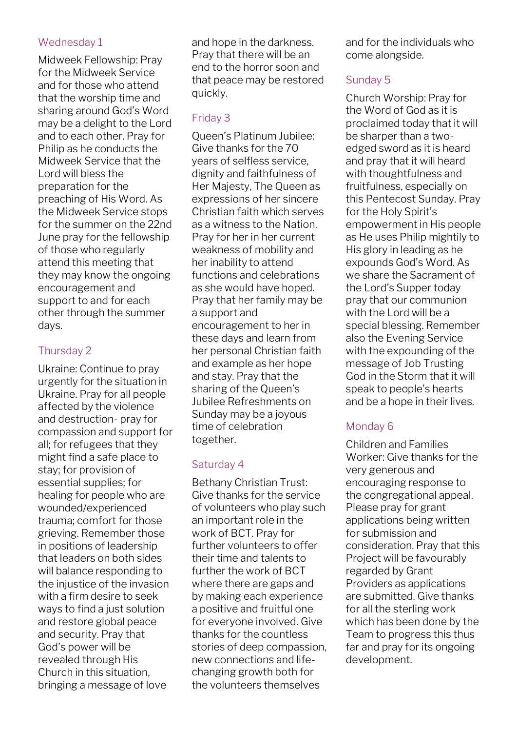## Wednesday 1

Midweek Fellowship: Pray for the Midweek Service and for those who attend that the worship time and sharing around God's Word may be a delight to the Lord and to each other. Pray for Philip as he conducts the Midweek Service that the Lord will bless the preparation for the preaching of His Word. As the Midweek Service stops for the summer on the 22nd June pray for the fellowship of those who regularly attend this meeting that they may know the ongoing encouragement and support to and for each other through the summer days.

## Thursday 2

Ukraine: Continue to pray urgently for the situation in Ukraine. Pray for all people affected by the violence and destruction- pray for compassion and support for all; for refugees that they might find a safe place to stay; for provision of essential supplies; for healing for people who are wounded/experienced trauma; comfort for those grieving. Remember those in positions of leadership that leaders on both sides will balance responding to the injustice of the invasion with a firm desire to seek ways to find a just solution and restore global peace and security. Pray that God's power will be revealed through His Church in this situation, bringing a message of love and hope in the darkness. Pray that there will be an end to the horror soon and that peace may be restored quickly.

## Friday 3

Queen's Platinum Jubilee: Give thanks for the 70 years of selfless service, dignity and faithfulness of Her Majesty, The Queen as expressions of her sincere Christian faith which serves as a witness to the Nation. Pray for her in her current weakness of mobility and her inability to attend functions and celebrations as she would have hoped. Pray that her family may be a support and encouragement to her in these days and learn from her personal Christian faith and example as her hope and stay. Pray that the sharing of the Queen's Jubilee Refreshments on Sunday may be a joyous time of celebration together.

## Saturday 4

Bethany Christian Trust: Give thanks for the service of volunteers who play such an important role in the work of BCT. Pray for further volunteers to offer their time and talents to further the work of BCT where there are gaps and by making each experience a positive and fruitful one for everyone involved. Give thanks for the countless stories of deep compassion, new connections and life-changing growth both for the volunteers themselves and for the individuals who come alongside.

## Sunday 5

Church Worship: Pray for the Word of God as it is proclaimed today that it will be sharper than a two-edged sword as it is heard and pray that it will heard with thoughtfulness and fruitfulness, especially on this Pentecost Sunday. Pray for the Holy Spirit's empowerment in His people as He uses Philip mightily to His glory in leading as he expounds God's Word. As we share the Sacrament of the Lord's Supper today pray that our communion with the Lord will be a special blessing. Remember also the Evening Service with the expounding of the message of Job Trusting God in the Storm that it will speak to people's hearts and be a hope in their lives.

## Monday 6

Children and Families Worker: Give thanks for the very generous and encouraging response to the congregational appeal. Please pray for grant applications being written for submission and consideration. Pray that this Project will be favourably regarded by Grant Providers as applications are submitted. Give thanks for all the sterling work which has been done by the Team to progress this thus far and pray for its ongoing development.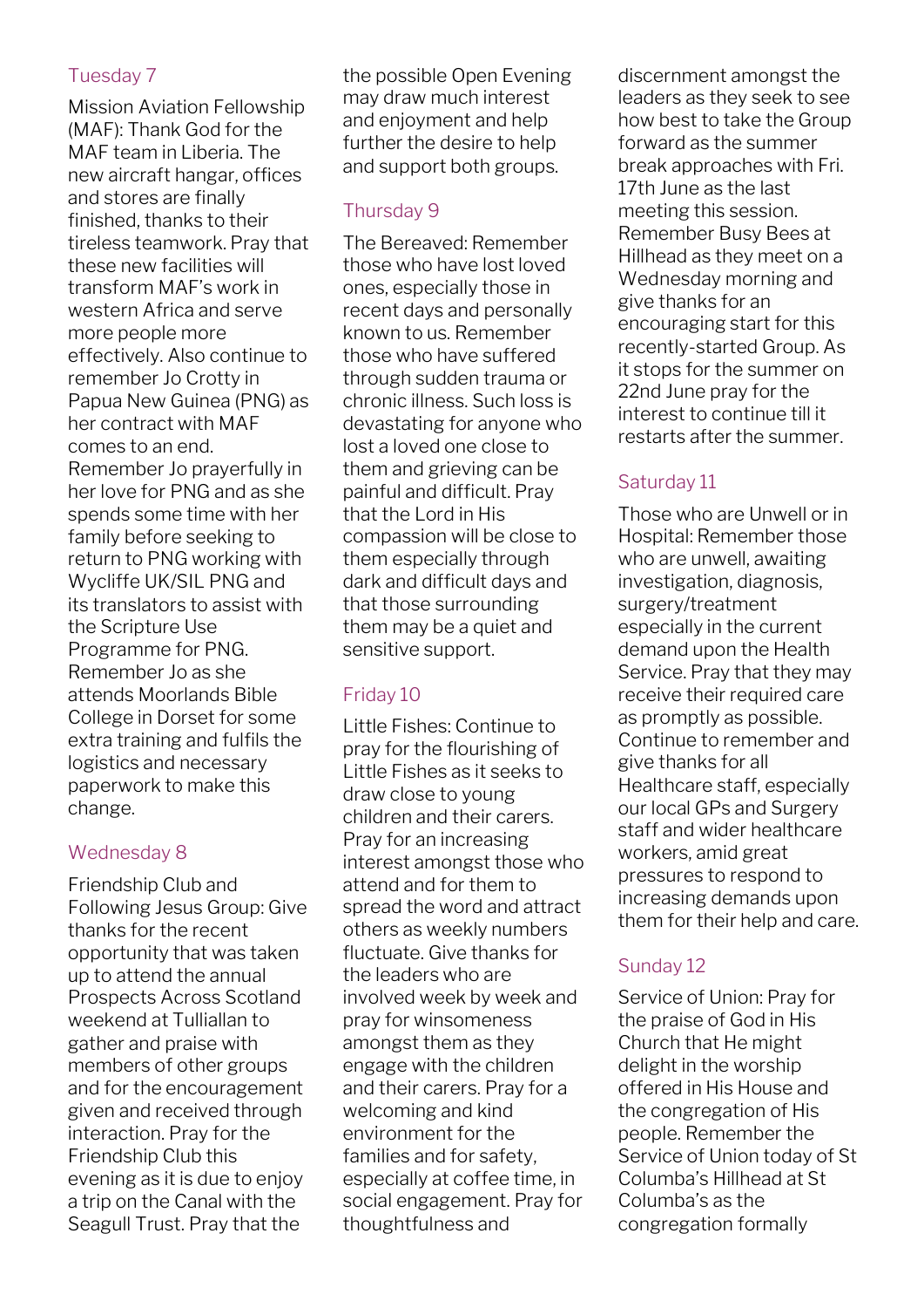## Tuesday 7

Mission Aviation Fellowship (MAF): Thank God for the MAF team in Liberia. The new aircraft hangar, offices and stores are finally finished, thanks to their tireless teamwork. Pray that these new facilities will transform MAF's work in western Africa and serve more people more effectively. Also continue to remember Jo Crotty in Papua New Guinea (PNG) as her contract with MAF comes to an end. Remember Jo prayerfully in her love for PNG and as she spends some time with her family before seeking to return to PNG working with Wycliffe UK/SIL PNG and its translators to assist with the Scripture Use Programme for PNG. Remember Jo as she attends Moorlands Bible College in Dorset for some extra training and fulfils the logistics and necessary paperwork to make this change.

## Wednesday 8

Friendship Club and Following Jesus Group: Give thanks for the recent opportunity that was taken up to attend the annual Prospects Across Scotland weekend at Tulliallan to gather and praise with members of other groups and for the encouragement given and received through interaction. Pray for the Friendship Club this evening as it is due to enjoy a trip on the Canal with the Seagull Trust. Pray that the possible Open Evening may draw much interest and enjoyment and help further the desire to help and support both groups.

## Thursday 9

The Bereaved: Remember those who have lost loved ones, especially those in recent days and personally known to us. Remember those who have suffered through sudden trauma or chronic illness. Such loss is devastating for anyone who lost a loved one close to them and grieving can be painful and difficult. Pray that the Lord in His compassion will be close to them especially through dark and difficult days and that those surrounding them may be a quiet and sensitive support.

## Friday 10

Little Fishes: Continue to pray for the flourishing of Little Fishes as it seeks to draw close to young children and their carers. Pray for an increasing interest amongst those who attend and for them to spread the word and attract others as weekly numbers fluctuate. Give thanks for the leaders who are involved week by week and pray for winsomeness amongst them as they engage with the children and their carers. Pray for a welcoming and kind environment for the families and for safety, especially at coffee time, in social engagement. Pray for thoughtfulness and discernment amongst the leaders as they seek to see how best to take the Group forward as the summer break approaches with Fri. 17th June as the last meeting this session. Remember Busy Bees at Hillhead as they meet on a Wednesday morning and give thanks for an encouraging start for this recently-started Group. As it stops for the summer on 22nd June pray for the interest to continue till it restarts after the summer.

## Saturday 11

Those who are Unwell or in Hospital: Remember those who are unwell, awaiting investigation, diagnosis, surgery/treatment especially in the current demand upon the Health Service. Pray that they may receive their required care as promptly as possible. Continue to remember and give thanks for all Healthcare staff, especially our local GPs and Surgery staff and wider healthcare workers, amid great pressures to respond to increasing demands upon them for their help and care.

## Sunday 12

Service of Union: Pray for the praise of God in His Church that He might delight in the worship offered in His House and the congregation of His people. Remember the Service of Union today of St Columba's Hillhead at St Columba's as the congregation formally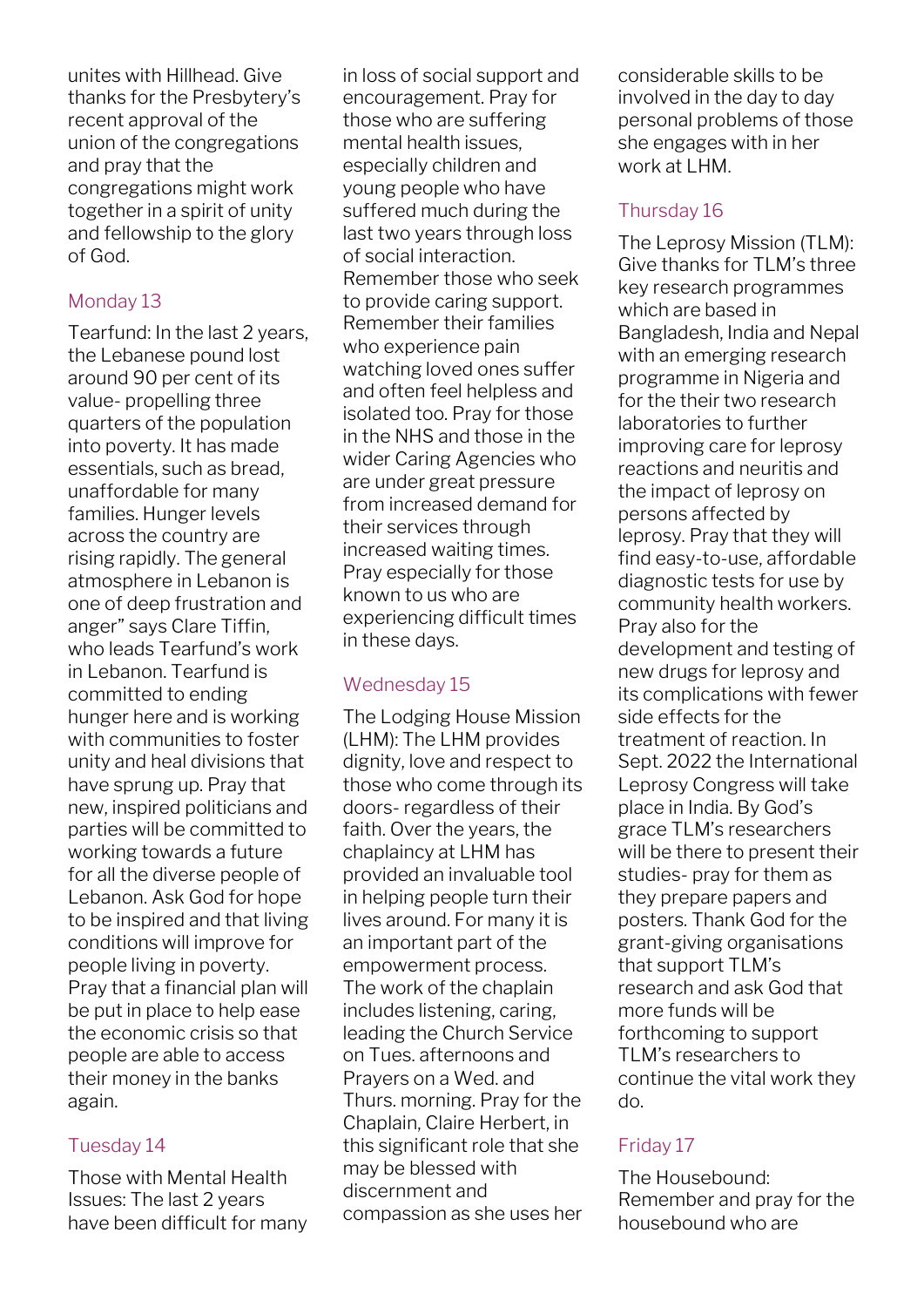unites with Hillhead. Give thanks for the Presbytery's recent approval of the union of the congregations and pray that the congregations might work together in a spirit of unity and fellowship to the glory of God.

### Monday 13

Tearfund: In the last 2 years, the Lebanese pound lost around 90 per cent of its value- propelling three quarters of the population into poverty. It has made essentials, such as bread, unaffordable for many families. Hunger levels across the country are rising rapidly. The general atmosphere in Lebanon is one of deep frustration and anger" says Clare Tiffin, who leads Tearfund's work in Lebanon. Tearfund is committed to ending hunger here and is working with communities to foster unity and heal divisions that have sprung up. Pray that new, inspired politicians and parties will be committed to working towards a future for all the diverse people of Lebanon. Ask God for hope to be inspired and that living conditions will improve for people living in poverty. Pray that a financial plan will be put in place to help ease the economic crisis so that people are able to access their money in the banks again.

### Tuesday 14

Those with Mental Health Issues: The last 2 years have been difficult for many in loss of social support and encouragement. Pray for those who are suffering mental health issues, especially children and young people who have suffered much during the last two years through loss of social interaction. Remember those who seek to provide caring support. Remember their families who experience pain watching loved ones suffer and often feel helpless and isolated too. Pray for those in the NHS and those in the wider Caring Agencies who are under great pressure from increased demand for their services through increased waiting times. Pray especially for those known to us who are experiencing difficult times in these days.

### Wednesday 15

The Lodging House Mission (LHM): The LHM provides dignity, love and respect to those who come through its doors- regardless of their faith. Over the years, the chaplaincy at LHM has provided an invaluable tool in helping people turn their lives around. For many it is an important part of the empowerment process. The work of the chaplain includes listening, caring, leading the Church Service on Tues. afternoons and Prayers on a Wed. and Thurs. morning. Pray for the Chaplain, Claire Herbert, in this significant role that she may be blessed with discernment and compassion as she uses her considerable skills to be involved in the day to day personal problems of those she engages with in her work at LHM.

### Thursday 16

The Leprosy Mission (TLM): Give thanks for TLM's three key research programmes which are based in Bangladesh, India and Nepal with an emerging research programme in Nigeria and for the their two research laboratories to further improving care for leprosy reactions and neuritis and the impact of leprosy on persons affected by leprosy. Pray that they will find easy-to-use, affordable diagnostic tests for use by community health workers. Pray also for the development and testing of new drugs for leprosy and its complications with fewer side effects for the treatment of reaction. In Sept. 2022 the International Leprosy Congress will take place in India. By God's grace TLM's researchers will be there to present their studies- pray for them as they prepare papers and posters. Thank God for the grant-giving organisations that support TLM's research and ask God that more funds will be forthcoming to support TLM's researchers to continue the vital work they do.

### Friday 17

The Housebound: Remember and pray for the housebound who are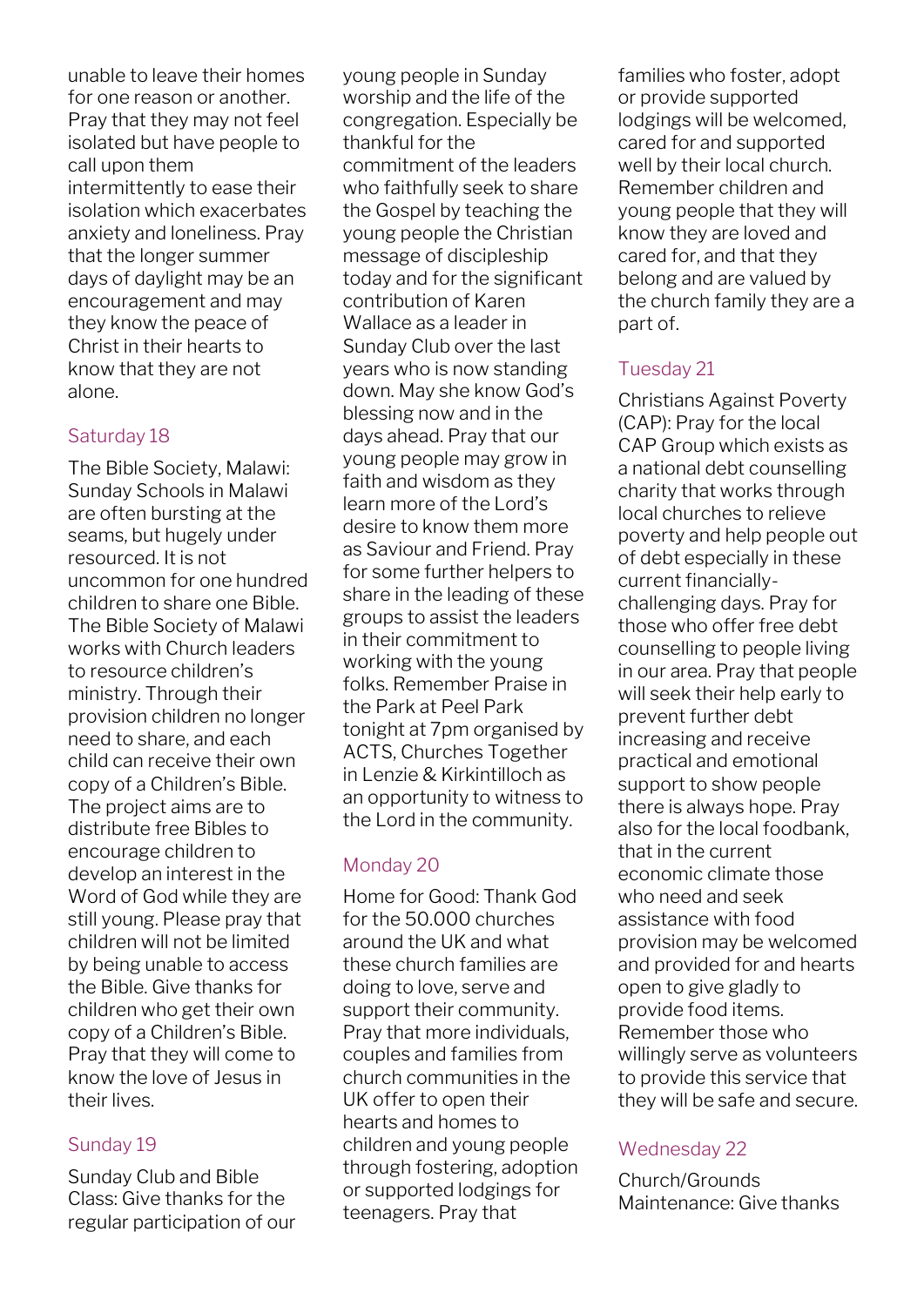unable to leave their homes for one reason or another. Pray that they may not feel isolated but have people to call upon them intermittently to ease their isolation which exacerbates anxiety and loneliness. Pray that the longer summer days of daylight may be an encouragement and may they know the peace of Christ in their hearts to know that they are not alone.

### Saturday 18

The Bible Society, Malawi: Sunday Schools in Malawi are often bursting at the seams, but hugely under resourced. It is not uncommon for one hundred children to share one Bible. The Bible Society of Malawi works with Church leaders to resource children's ministry. Through their provision children no longer need to share, and each child can receive their own copy of a Children's Bible. The project aims are to distribute free Bibles to encourage children to develop an interest in the Word of God while they are still young. Please pray that children will not be limited by being unable to access the Bible. Give thanks for children who get their own copy of a Children's Bible. Pray that they will come to know the love of Jesus in their lives.

### Sunday 19

Sunday Club and Bible Class: Give thanks for the regular participation of our young people in Sunday worship and the life of the congregation. Especially be thankful for the commitment of the leaders who faithfully seek to share the Gospel by teaching the young people the Christian message of discipleship today and for the significant contribution of Karen Wallace as a leader in Sunday Club over the last years who is now standing down. May she know God's blessing now and in the days ahead. Pray that our young people may grow in faith and wisdom as they learn more of the Lord's desire to know them more as Saviour and Friend. Pray for some further helpers to share in the leading of these groups to assist the leaders in their commitment to working with the young folks. Remember Praise in the Park at Peel Park tonight at 7pm organised by ACTS, Churches Together in Lenzie & Kirkintilloch as an opportunity to witness to the Lord in the community.

### Monday 20

Home for Good: Thank God for the 50.000 churches around the UK and what these church families are doing to love, serve and support their community. Pray that more individuals, couples and families from church communities in the UK offer to open their hearts and homes to children and young people through fostering, adoption or supported lodgings for teenagers. Pray that families who foster, adopt or provide supported lodgings will be welcomed, cared for and supported well by their local church. Remember children and young people that they will know they are loved and cared for, and that they belong and are valued by the church family they are a part of.

### Tuesday 21

Christians Against Poverty (CAP): Pray for the local CAP Group which exists as a national debt counselling charity that works through local churches to relieve poverty and help people out of debt especially in these current financially-challenging days. Pray for those who offer free debt counselling to people living in our area. Pray that people will seek their help early to prevent further debt increasing and receive practical and emotional support to show people there is always hope. Pray also for the local foodbank, that in the current economic climate those who need and seek assistance with food provision may be welcomed and provided for and hearts open to give gladly to provide food items. Remember those who willingly serve as volunteers to provide this service that they will be safe and secure.

### Wednesday 22

Church/Grounds Maintenance: Give thanks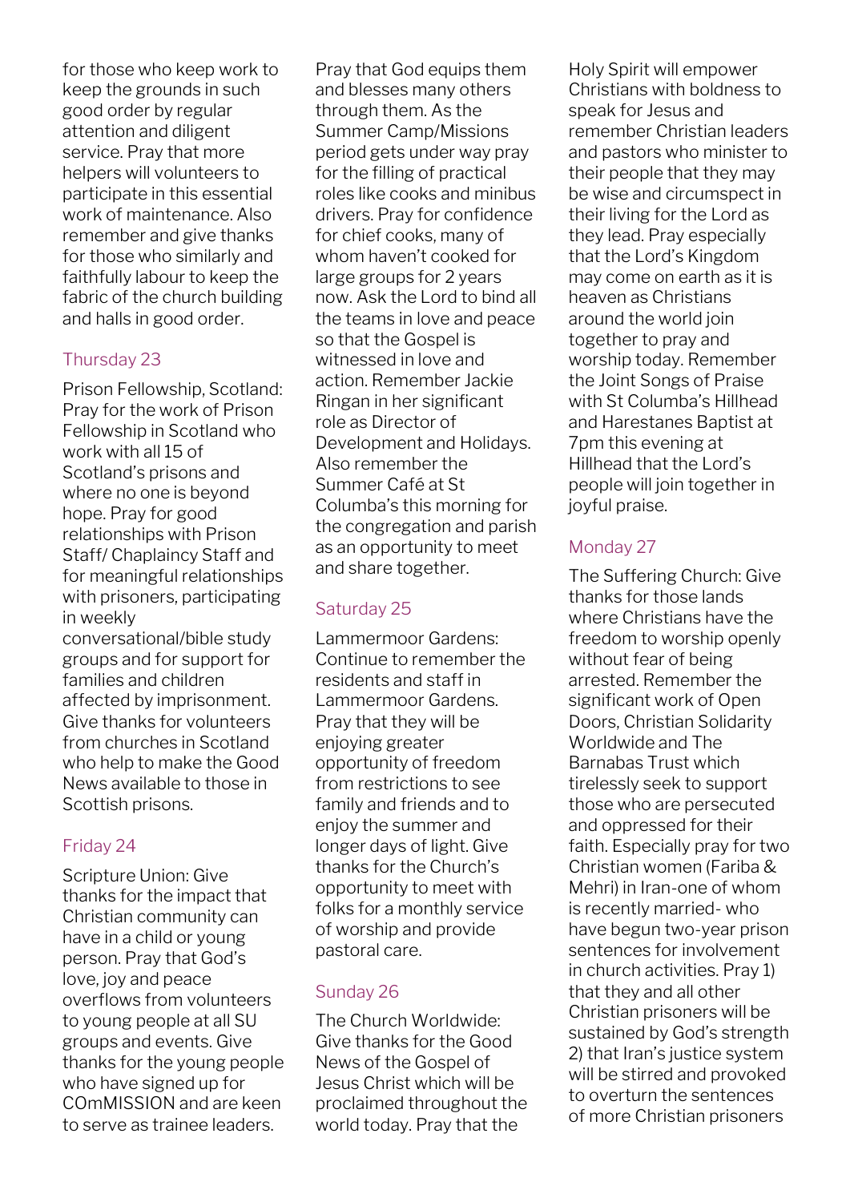for those who keep work to keep the grounds in such good order by regular attention and diligent service. Pray that more helpers will volunteers to participate in this essential work of maintenance. Also remember and give thanks for those who similarly and faithfully labour to keep the fabric of the church building and halls in good order.

### Thursday 23

Prison Fellowship, Scotland: Pray for the work of Prison Fellowship in Scotland who work with all 15 of Scotland's prisons and where no one is beyond hope. Pray for good relationships with Prison Staff/ Chaplaincy Staff and for meaningful relationships with prisoners, participating in weekly conversational/bible study groups and for support for families and children affected by imprisonment. Give thanks for volunteers from churches in Scotland who help to make the Good News available to those in Scottish prisons.

### Friday 24

Scripture Union: Give thanks for the impact that Christian community can have in a child or young person. Pray that God's love, joy and peace overflows from volunteers to young people at all SU groups and events. Give thanks for the young people who have signed up for COmMISSION and are keen to serve as trainee leaders. Pray that God equips them and blesses many others through them. As the Summer Camp/Missions period gets under way pray for the filling of practical roles like cooks and minibus drivers. Pray for confidence for chief cooks, many of whom haven't cooked for large groups for 2 years now. Ask the Lord to bind all the teams in love and peace so that the Gospel is witnessed in love and action. Remember Jackie Ringan in her significant role as Director of Development and Holidays. Also remember the Summer Café at St Columba's this morning for the congregation and parish as an opportunity to meet and share together.

### Saturday 25

Lammermoor Gardens: Continue to remember the residents and staff in Lammermoor Gardens. Pray that they will be enjoying greater opportunity of freedom from restrictions to see family and friends and to enjoy the summer and longer days of light. Give thanks for the Church's opportunity to meet with folks for a monthly service of worship and provide pastoral care.

### Sunday 26

The Church Worldwide: Give thanks for the Good News of the Gospel of Jesus Christ which will be proclaimed throughout the world today. Pray that the Holy Spirit will empower Christians with boldness to speak for Jesus and remember Christian leaders and pastors who minister to their people that they may be wise and circumspect in their living for the Lord as they lead. Pray especially that the Lord's Kingdom may come on earth as it is heaven as Christians around the world join together to pray and worship today. Remember the Joint Songs of Praise with St Columba's Hillhead and Harestanes Baptist at 7pm this evening at Hillhead that the Lord's people will join together in joyful praise.

### Monday 27

The Suffering Church: Give thanks for those lands where Christians have the freedom to worship openly without fear of being arrested. Remember the significant work of Open Doors, Christian Solidarity Worldwide and The Barnabas Trust which tirelessly seek to support those who are persecuted and oppressed for their faith. Especially pray for two Christian women (Fariba & Mehri) in Iran-one of whom is recently married- who have begun two-year prison sentences for involvement in church activities. Pray 1) that they and all other Christian prisoners will be sustained by God's strength 2) that Iran's justice system will be stirred and provoked to overturn the sentences of more Christian prisoners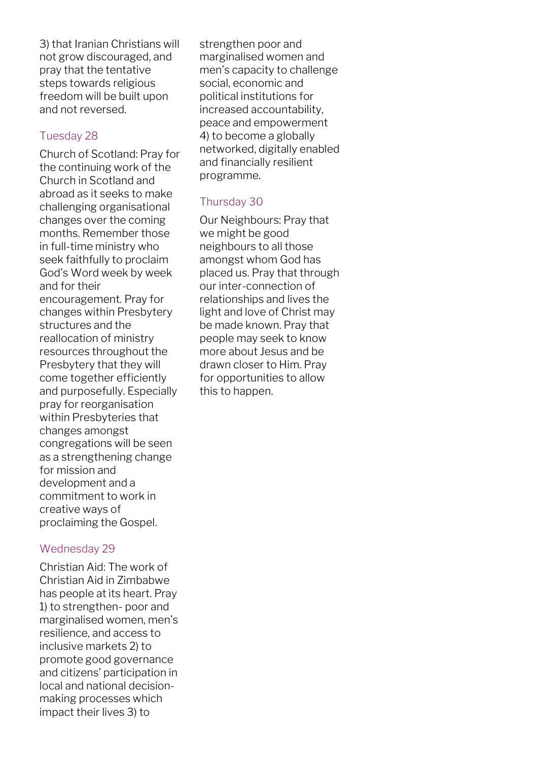3) that Iranian Christians will not grow discouraged, and pray that the tentative steps towards religious freedom will be built upon and not reversed.

### Tuesday 28

Church of Scotland: Pray for the continuing work of the Church in Scotland and abroad as it seeks to make challenging organisational changes over the coming months. Remember those in full-time ministry who seek faithfully to proclaim God's Word week by week and for their encouragement. Pray for changes within Presbytery structures and the reallocation of ministry resources throughout the Presbytery that they will come together efficiently and purposefully. Especially pray for reorganisation within Presbyteries that changes amongst congregations will be seen as a strengthening change for mission and development and a commitment to work in creative ways of proclaiming the Gospel.

### Wednesday 29

Christian Aid: The work of Christian Aid in Zimbabwe has people at its heart. Pray 1) to strengthen- poor and marginalised women, men's resilience, and access to inclusive markets 2) to promote good governance and citizens' participation in local and national decision-making processes which impact their lives 3) to strengthen poor and marginalised women and men's capacity to challenge social, economic and political institutions for increased accountability, peace and empowerment 4) to become a globally networked, digitally enabled and financially resilient programme.

### Thursday 30

Our Neighbours: Pray that we might be good neighbours to all those amongst whom God has placed us. Pray that through our inter-connection of relationships and lives the light and love of Christ may be made known. Pray that people may seek to know more about Jesus and be drawn closer to Him. Pray for opportunities to allow this to happen.